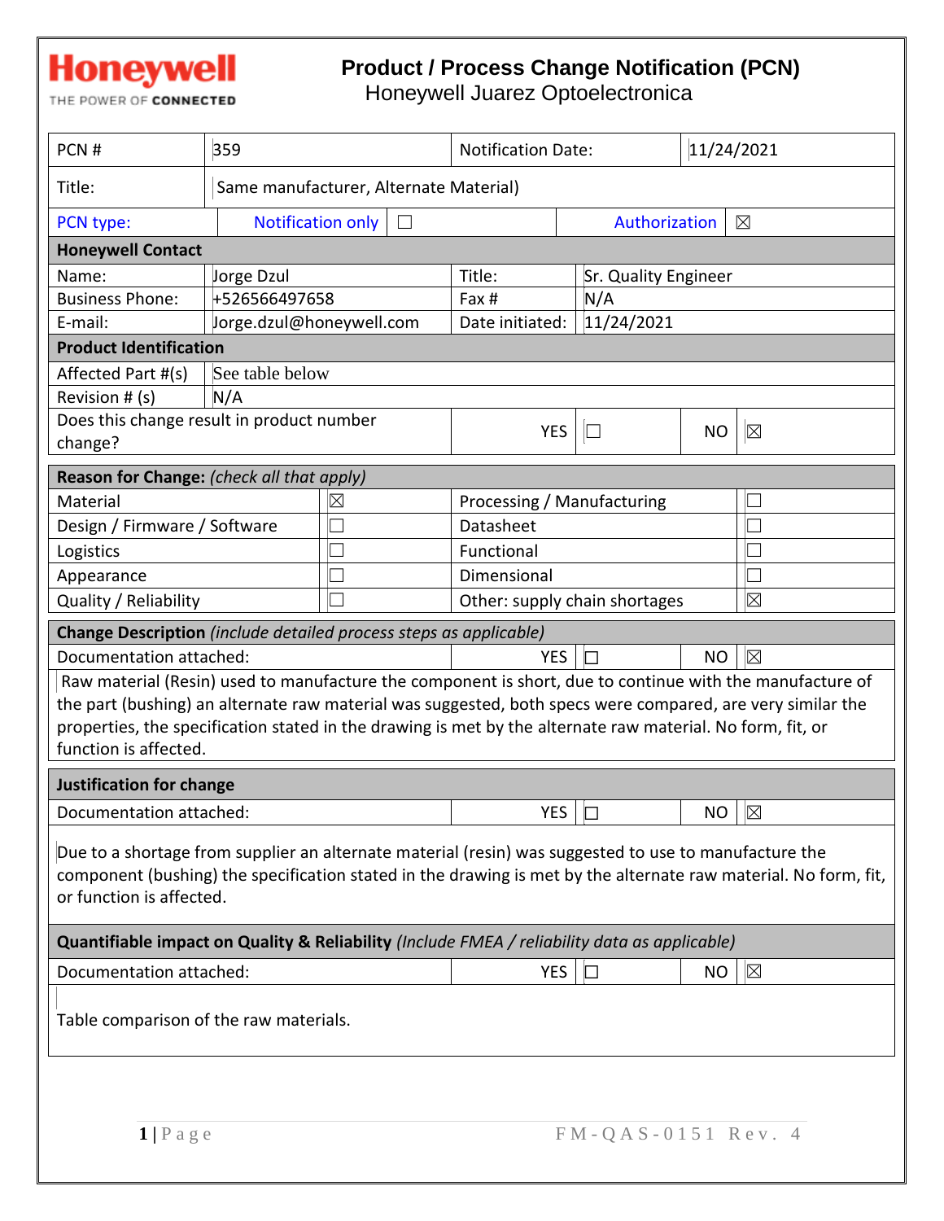Honeywell
THE POWER OF CONNECTED

# Product / Process Change Notification (PCN)
## Honeywell Juarez Optoelectronica

| PCN # | 359 | Notification Date: | 11/24/2021 |
|---|---|---|---|
| Title: | Same manufacturer, Alternate Material) | | |
| PCN type: | Notification only ☐ | Authorization ☒ | |

| **Honeywell Contact** | | | |
|---|---|---|---|
| Name: | Jorge Dzul | Title: | Sr. Quality Engineer |
| Business Phone: | +526566497658 | Fax # | N/A |
| E-mail: | Jorge.dzul@honeywell.com | Date initiated: | 11/24/2021 |

| **Product Identification** | | | | |
|---|---|---|---|---|
| Affected Part #(s) | See table below | | | |
| Revision # (s) | N/A | | | |
| Does this change result in product number change? | YES | ☐ | NO | ☒ |

| **Reason for Change:** *(check all that apply)* | | | |
|---|---|---|---|
| Material | ☒ | Processing / Manufacturing | ☐ |
| Design / Firmware / Software | ☐ | Datasheet | ☐ |
| Logistics | ☐ | Functional | ☐ |
| Appearance | ☐ | Dimensional | ☐ |
| Quality / Reliability | ☐ | Other: supply chain shortages | ☒ |

**Change Description** *(include detailed process steps as applicable)*

| Documentation attached: | YES | ☐ | NO | ☒ |
|---|---|---|---|---|

Raw material (Resin) used to manufacture the component is short, due to continue with the manufacture of the part (bushing) an alternate raw material was suggested, both specs were compared, are very similar the properties, the specification stated in the drawing is met by the alternate raw material. No form, fit, or function is affected.

**Justification for change**

| Documentation attached: | YES | ☐ | NO | ☒ |
|---|---|---|---|---|

Due to a shortage from supplier an alternate material (resin) was suggested to use to manufacture the component (bushing) the specification stated in the drawing is met by the alternate raw material. No form, fit, or function is affected.

**Quantifiable impact on Quality & Reliability** *(Include FMEA / reliability data as applicable)*

| Documentation attached: | YES | ☐ | NO | ☒ |
|---|---|---|---|---|

Table comparison of the raw materials.

FM-QAS-0151 Rev. 4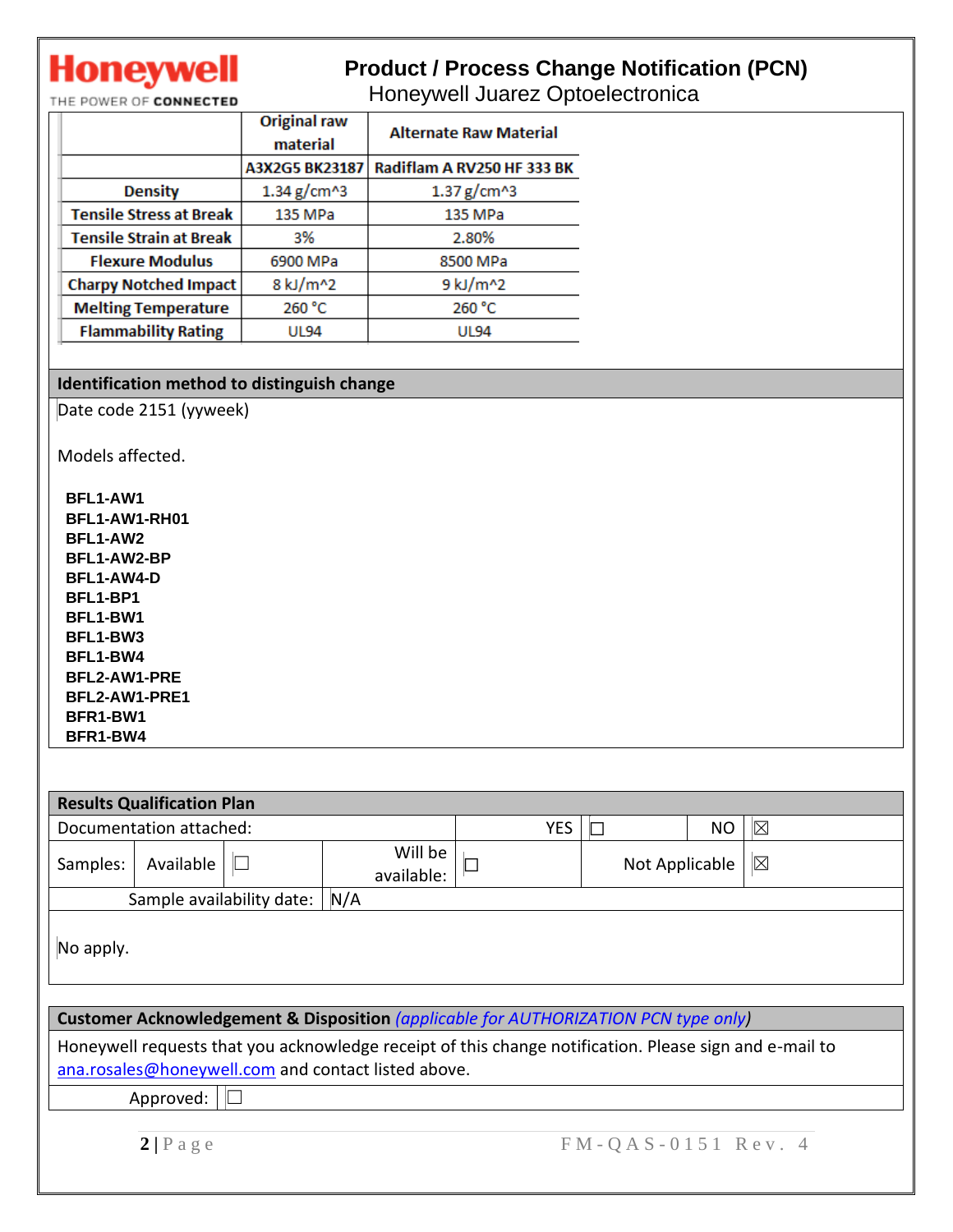|  | Original raw material | Alternate Raw Material |
|---|---|---|
|  | A3X2G5 BK23187 | Radiflam A RV250 HF 333 BK |
| Density | 1.34 g/cm^3 | 1.37 g/cm^3 |
| Tensile Stress at Break | 135 MPa | 135 MPa |
| Tensile Strain at Break | 3% | 2.80% |
| Flexure Modulus | 6900 MPa | 8500 MPa |
| Charpy Notched Impact | 8 kJ/m^2 | 9 kJ/m^2 |
| Melting Temperature | 260 °C | 260 °C |
| Flammability Rating | UL94 | UL94 |

## Identification method to distinguish change

Date code 2151 (yyweek)

Models affected.

**BFL1-AW1**
**BFL1-AW1-RH01**
**BFL1-AW2**
**BFL1-AW2-BP**
**BFL1-AW4-D**
**BFL1-BP1**
**BFL1-BW1**
**BFL1-BW3**
**BFL1-BW4**
**BFL2-AW1-PRE**
**BFL2-AW1-PRE1**
**BFR1-BW1**
**BFR1-BW4**

## Results Qualification Plan

| Documentation attached: | | | YES | ☐ | NO | ☒ |
|---|---|---|---|---|---|---|
| Samples: | Available | ☐ | Will be available: | ☐ | Not Applicable | ☒ |
| Sample availability date: | | | N/A | | | |

No apply.

## Customer Acknowledgement & Disposition *(applicable for AUTHORIZATION PCN type only)*

Honeywell requests that you acknowledge receipt of this change notification. Please sign and e-mail to ana.rosales@honeywell.com and contact listed above.

Approved: ☐

FM-QAS-0151 Rev. 4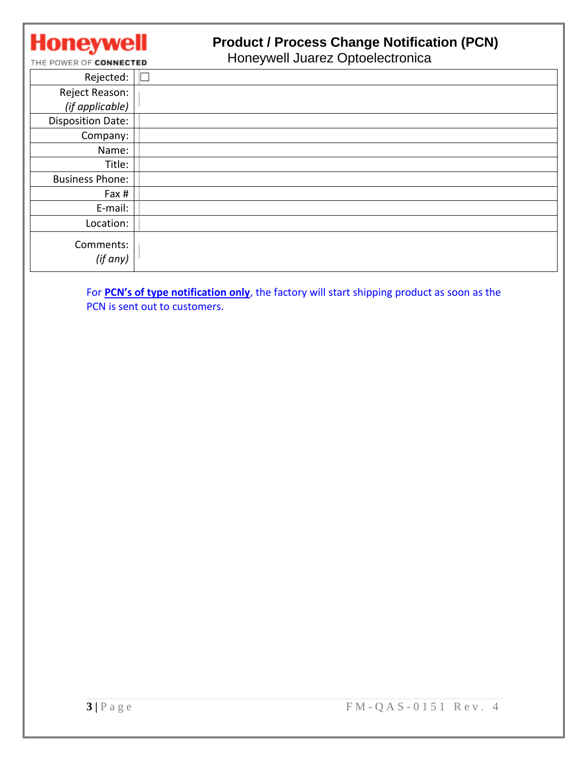# Product / Process Change Notification (PCN)

Honeywell Juarez Optoelectronica

| | |
|---|---|
| Rejected: | ☐ |
| Reject Reason: *(if applicable)* | |
| Disposition Date: | |
| Company: | |
| Name: | |
| Title: | |
| Business Phone: | |
| Fax # | |
| E-mail: | |
| Location: | |
| Comments: *(if any)* | |

For **PCN's of type notification only**, the factory will start shipping product as soon as the PCN is sent out to customers.